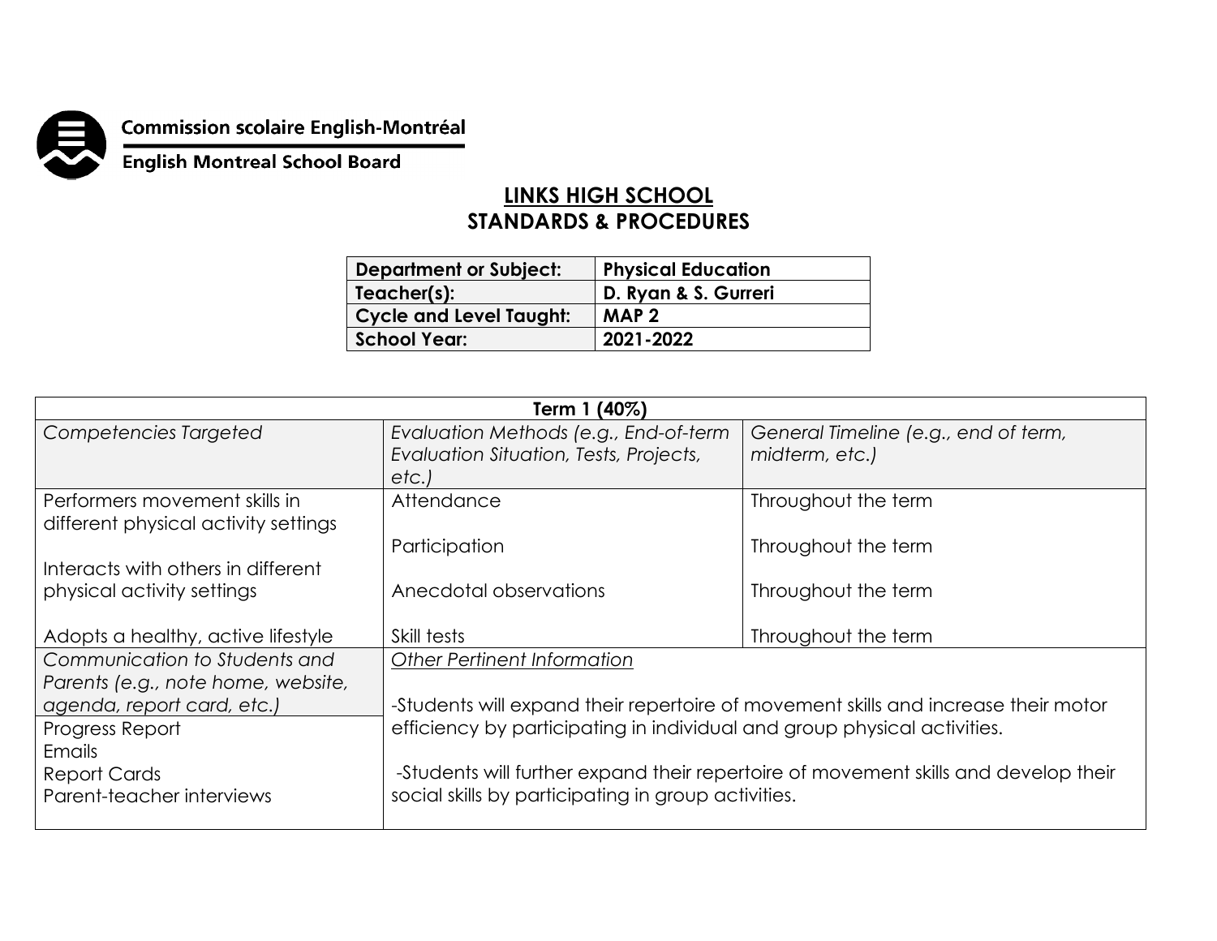Commission scolaire English-Montréal

English Montreal School Board

# LINKS HIGH SCHOOL
# STANDARDS & PROCEDURES

| **Department or Subject:** | **Physical Education** |
|---|---|
| **Teacher(s):** | **D. Ryan & S. Gurreri** |
| **Cycle and Level Taught:** | **MAP 2** |
| **School Year:** | **2021-2022** |

| **Term 1 (40%)** | | |
|---|---|---|
| *Competencies Targeted* | *Evaluation Methods (e.g., End-of-term Evaluation Situation, Tests, Projects, etc.)* | *General Timeline (e.g., end of term, midterm, etc.)* |
| Performers movement skills in different physical activity settings<br><br>Interacts with others in different physical activity settings<br><br>Adopts a healthy, active lifestyle | Attendance<br><br>Participation<br><br>Anecdotal observations<br><br>Skill tests | Throughout the term<br><br>Throughout the term<br><br>Throughout the term<br><br>Throughout the term |
| *Communication to Students and Parents (e.g., note home, website, agenda, report card, etc.)*<br><br>Progress Report<br>Emails<br>Report Cards<br>Parent-teacher interviews | *Other Pertinent Information*<br><br>-Students will expand their repertoire of movement skills and increase their motor efficiency by participating in individual and group physical activities.<br><br>-Students will further expand their repertoire of movement skills and develop their social skills by participating in group activities. | |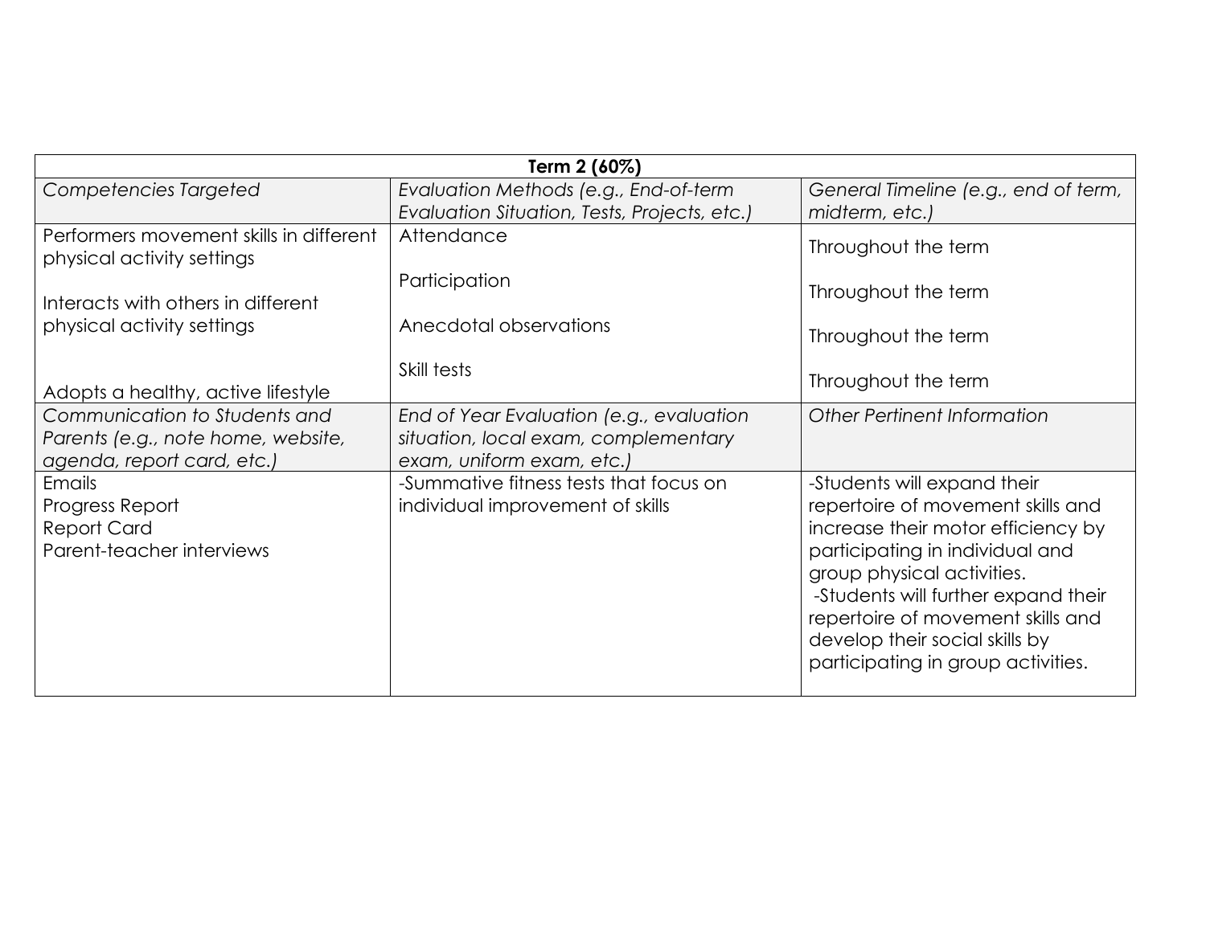| **Term 2 (60%)** | | |
|---|---|---|
| *Competencies Targeted* | *Evaluation Methods (e.g., End-of-term Evaluation Situation, Tests, Projects, etc.)* | *General Timeline (e.g., end of term, midterm, etc.)* |
| Performers movement skills in different physical activity settings<br><br>Interacts with others in different physical activity settings<br><br>Adopts a healthy, active lifestyle | Attendance<br><br>Participation<br><br>Anecdotal observations<br><br>Skill tests | Throughout the term<br><br>Throughout the term<br><br>Throughout the term<br><br>Throughout the term |
| *Communication to Students and Parents (e.g., note home, website, agenda, report card, etc.)* | *End of Year Evaluation (e.g., evaluation situation, local exam, complementary exam, uniform exam, etc.)* | *Other Pertinent Information* |
| Emails<br>Progress Report<br>Report Card<br>Parent-teacher interviews | -Summative fitness tests that focus on individual improvement of skills | -Students will expand their repertoire of movement skills and increase their motor efficiency by participating in individual and group physical activities.<br>-Students will further expand their repertoire of movement skills and develop their social skills by participating in group activities. |